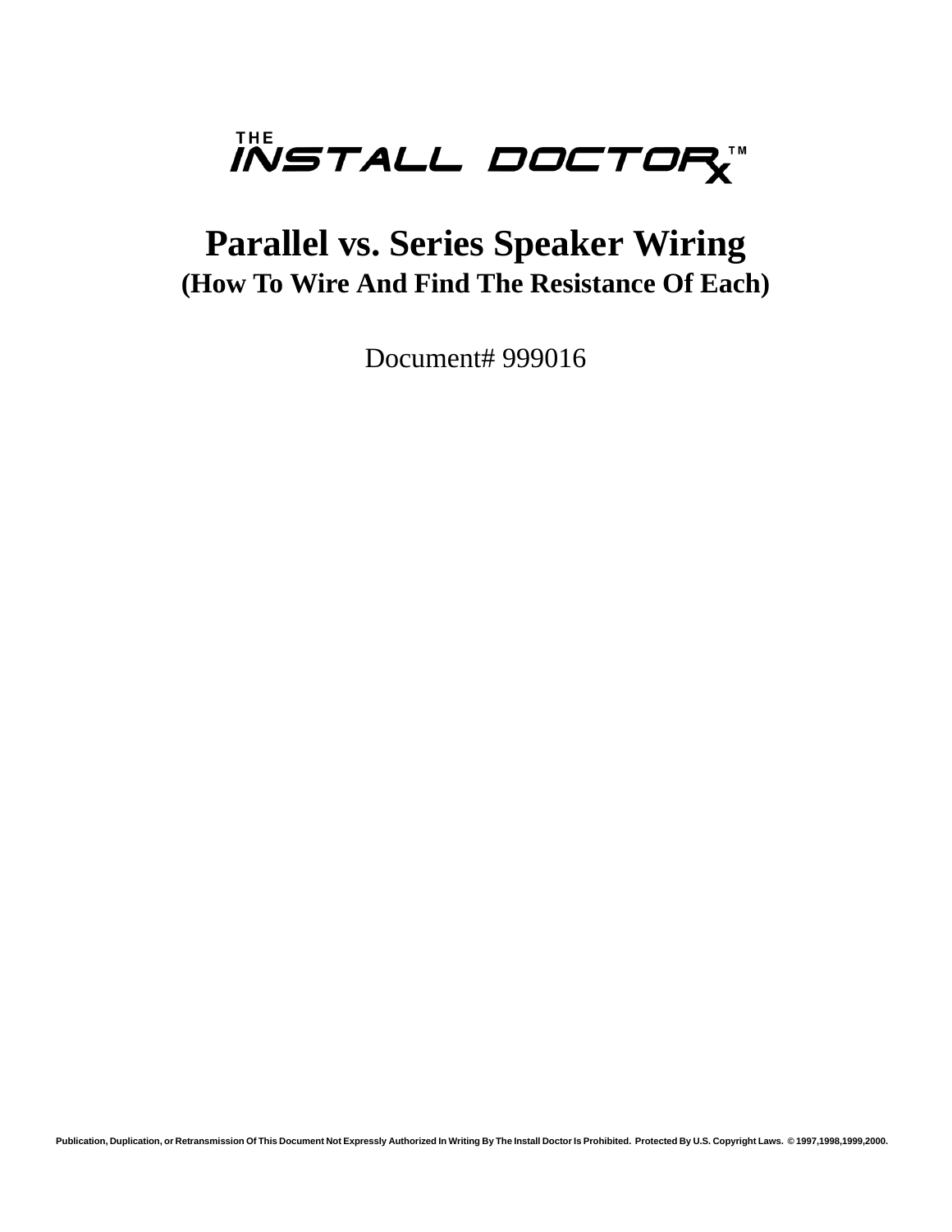THE INSTALL DOCTOR$_X$™

# Parallel vs. Series Speaker Wiring

## (How To Wire And Find The Resistance Of Each)

Document# 999016

Publication, Duplication, or Retransmission Of This Document Not Expressly Authorized In Writing By The Install Doctor Is Prohibited. Protected By U.S. Copyright Laws. © 1997,1998,1999,2000.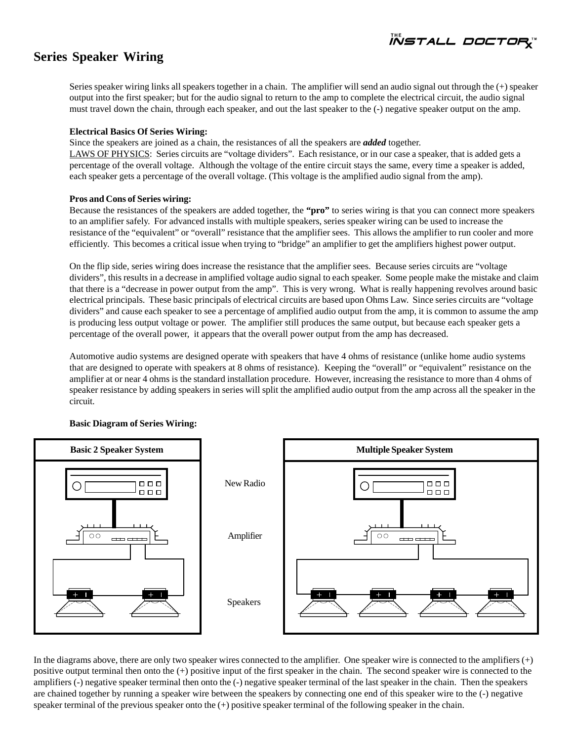# Series Speaker Wiring

Series speaker wiring links all speakers together in a chain. The amplifier will send an audio signal out through the (+) speaker output into the first speaker; but for the audio signal to return to the amp to complete the electrical circuit, the audio signal must travel down the chain, through each speaker, and out the last speaker to the (-) negative speaker output on the amp.

**Electrical Basics Of Series Wiring:**
Since the speakers are joined as a chain, the resistances of all the speakers are ***added*** together.
LAWS OF PHYSICS: Series circuits are "voltage dividers". Each resistance, or in our case a speaker, that is added gets a percentage of the overall voltage. Although the voltage of the entire circuit stays the same, every time a speaker is added, each speaker gets a percentage of the overall voltage. (This voltage is the amplified audio signal from the amp).

**Pros and Cons of Series wiring:**
Because the resistances of the speakers are added together, the **"pro"** to series wiring is that you can connect more speakers to an amplifier safely. For advanced installs with multiple speakers, series speaker wiring can be used to increase the resistance of the "equivalent" or "overall" resistance that the amplifier sees. This allows the amplifier to run cooler and more efficiently. This becomes a critical issue when trying to "bridge" an amplifier to get the amplifiers highest power output.

On the flip side, series wiring does increase the resistance that the amplifier sees. Because series circuits are "voltage dividers", this results in a decrease in amplified voltage audio signal to each speaker. Some people make the mistake and claim that there is a "decrease in power output from the amp". This is very wrong. What is really happening revolves around basic electrical principals. These basic principals of electrical circuits are based upon Ohms Law. Since series circuits are "voltage dividers" and cause each speaker to see a percentage of amplified audio output from the amp, it is common to assume the amp is producing less output voltage or power. The amplifier still produces the same output, but because each speaker gets a percentage of the overall power, it appears that the overall power output from the amp has decreased.

Automotive audio systems are designed operate with speakers that have 4 ohms of resistance (unlike home audio systems that are designed to operate with speakers at 8 ohms of resistance). Keeping the "overall" or "equivalent" resistance on the amplifier at or near 4 ohms is the standard installation procedure. However, increasing the resistance to more than 4 ohms of speaker resistance by adding speakers in series will split the amplified audio output from the amp across all the speaker in the circuit.

**Basic Diagram of Series Wiring:**

Basic 2 Speaker System | Multiple Speaker System

New Radio

Amplifier

Speakers

In the diagrams above, there are only two speaker wires connected to the amplifier. One speaker wire is connected to the amplifiers (+) positive output terminal then onto the (+) positive input of the first speaker in the chain. The second speaker wire is connected to the amplifiers (-) negative speaker terminal then onto the (-) negative speaker terminal of the last speaker in the chain. Then the speakers are chained together by running a speaker wire between the speakers by connecting one end of this speaker wire to the (-) negative speaker terminal of the previous speaker onto the (+) positive speaker terminal of the following speaker in the chain.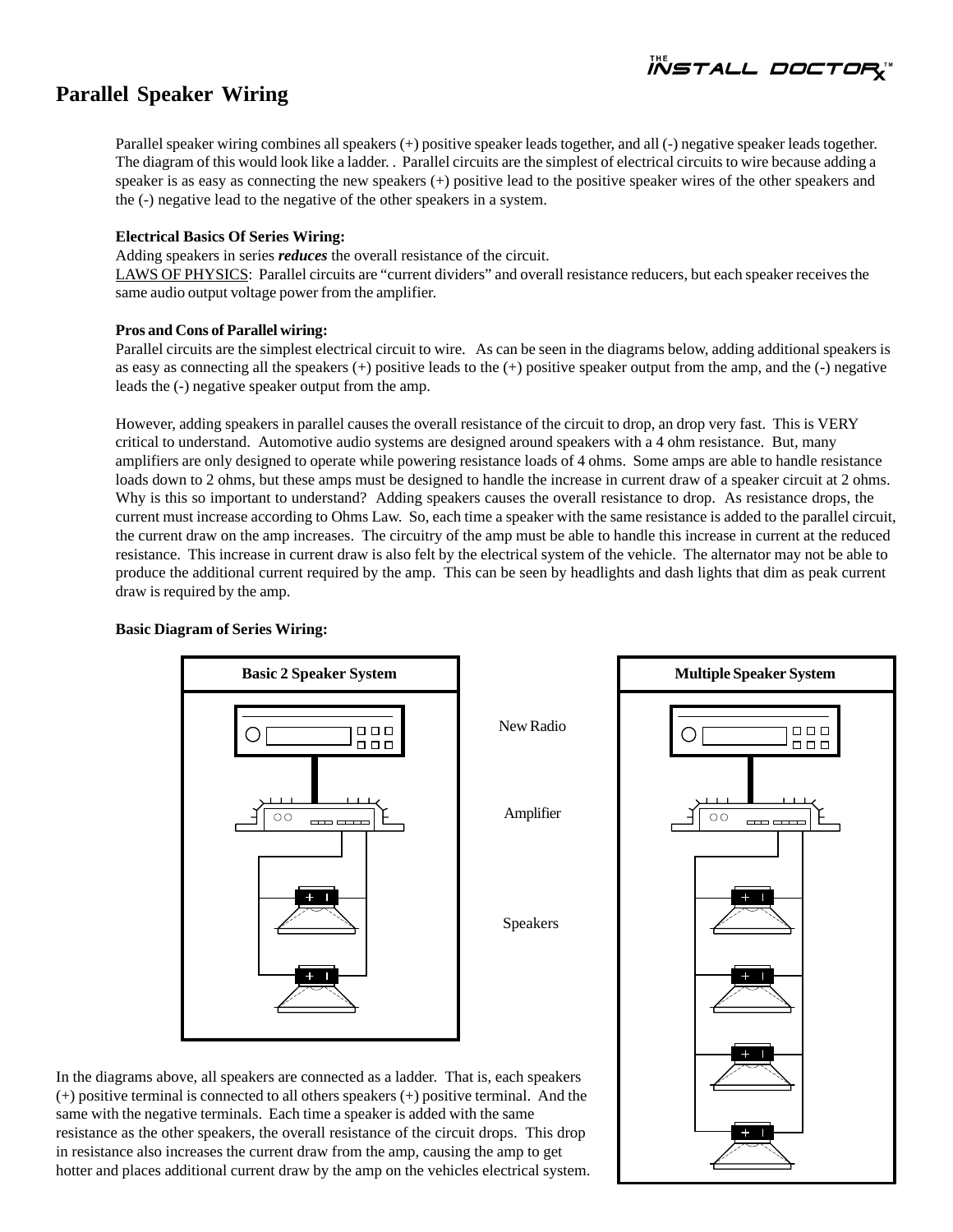# Parallel Speaker Wiring

Parallel speaker wiring combines all speakers (+) positive speaker leads together, and all (-) negative speaker leads together. The diagram of this would look like a ladder. . Parallel circuits are the simplest of electrical circuits to wire because adding a speaker is as easy as connecting the new speakers (+) positive lead to the positive speaker wires of the other speakers and the (-) negative lead to the negative of the other speakers in a system.

**Electrical Basics Of Series Wiring:**
Adding speakers in series ***reduces*** the overall resistance of the circuit.
<u>LAWS OF PHYSICS</u>: Parallel circuits are "current dividers" and overall resistance reducers, but each speaker receives the same audio output voltage power from the amplifier.

**Pros and Cons of Parallel wiring:**
Parallel circuits are the simplest electrical circuit to wire. As can be seen in the diagrams below, adding additional speakers is as easy as connecting all the speakers (+) positive leads to the (+) positive speaker output from the amp, and the (-) negative leads the (-) negative speaker output from the amp.

However, adding speakers in parallel causes the overall resistance of the circuit to drop, an drop very fast. This is VERY critical to understand. Automotive audio systems are designed around speakers with a 4 ohm resistance. But, many amplifiers are only designed to operate while powering resistance loads of 4 ohms. Some amps are able to handle resistance loads down to 2 ohms, but these amps must be designed to handle the increase in current draw of a speaker circuit at 2 ohms. Why is this so important to understand? Adding speakers causes the overall resistance to drop. As resistance drops, the current must increase according to Ohms Law. So, each time a speaker with the same resistance is added to the parallel circuit, the current draw on the amp increases. The circuitry of the amp must be able to handle this increase in current at the reduced resistance. This increase in current draw is also felt by the electrical system of the vehicle. The alternator may not be able to produce the additional current required by the amp. This can be seen by headlights and dash lights that dim as peak current draw is required by the amp.

**Basic Diagram of Series Wiring:**

Basic 2 Speaker System | Multiple Speaker System

New Radio

Amplifier

Speakers

In the diagrams above, all speakers are connected as a ladder. That is, each speakers (+) positive terminal is connected to all others speakers (+) positive terminal. And the same with the negative terminals. Each time a speaker is added with the same resistance as the other speakers, the overall resistance of the circuit drops. This drop in resistance also increases the current draw from the amp, causing the amp to get hotter and places additional current draw by the amp on the vehicles electrical system.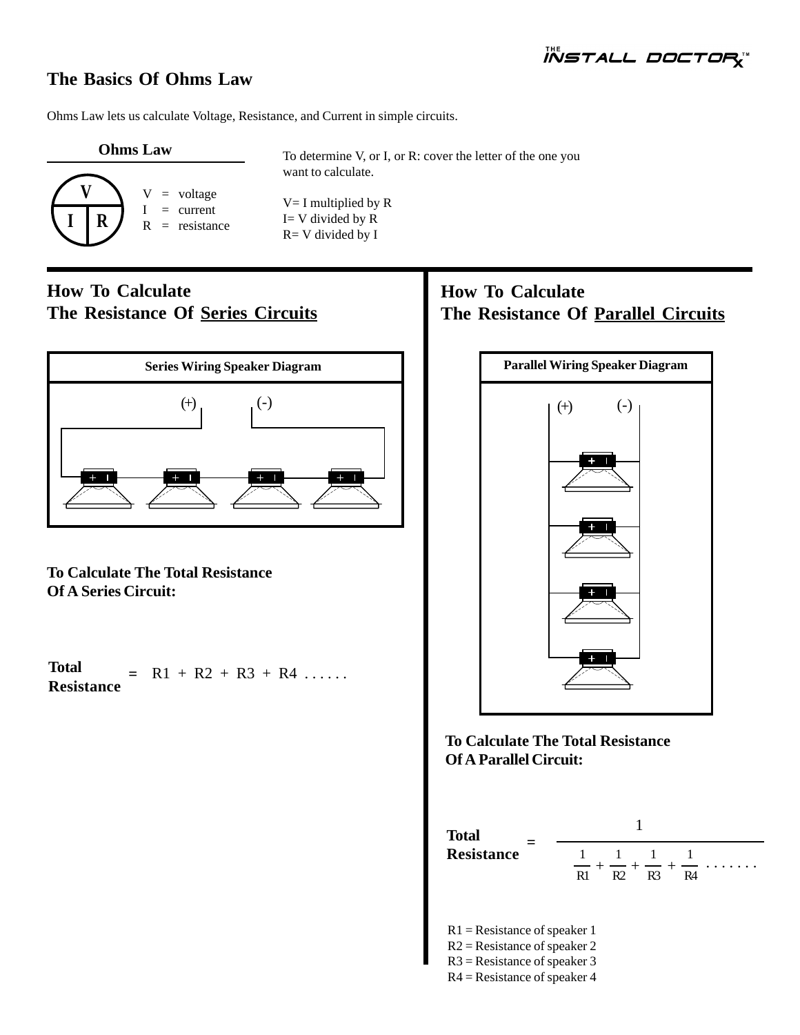## The Basics Of Ohms Law

Ohms Law lets us calculate Voltage, Resistance, and Current in simple circuits.

**Ohms Law**

V
I | R

V = voltage
I = current
R = resistance

To determine V, or I, or R: cover the letter of the one you want to calculate.

V= I multiplied by R
I= V divided by R
R= V divided by I

## How To Calculate The Resistance Of Series Circuits

**Series Wiring Speaker Diagram**

(+) (-)

**To Calculate The Total Resistance Of A Series Circuit:**

$$\text{Total Resistance} = R1 + R2 + R3 + R4 \;......$$

## How To Calculate The Resistance Of Parallel Circuits

**Parallel Wiring Speaker Diagram**

(+) (-)

**To Calculate The Total Resistance Of A Parallel Circuit:**

$$\text{Total Resistance} = \frac{1}{\frac{1}{R1} + \frac{1}{R2} + \frac{1}{R3} + \frac{1}{R4} \;.......}$$

R1 = Resistance of speaker 1
R2 = Resistance of speaker 2
R3 = Resistance of speaker 3
R4 = Resistance of speaker 4